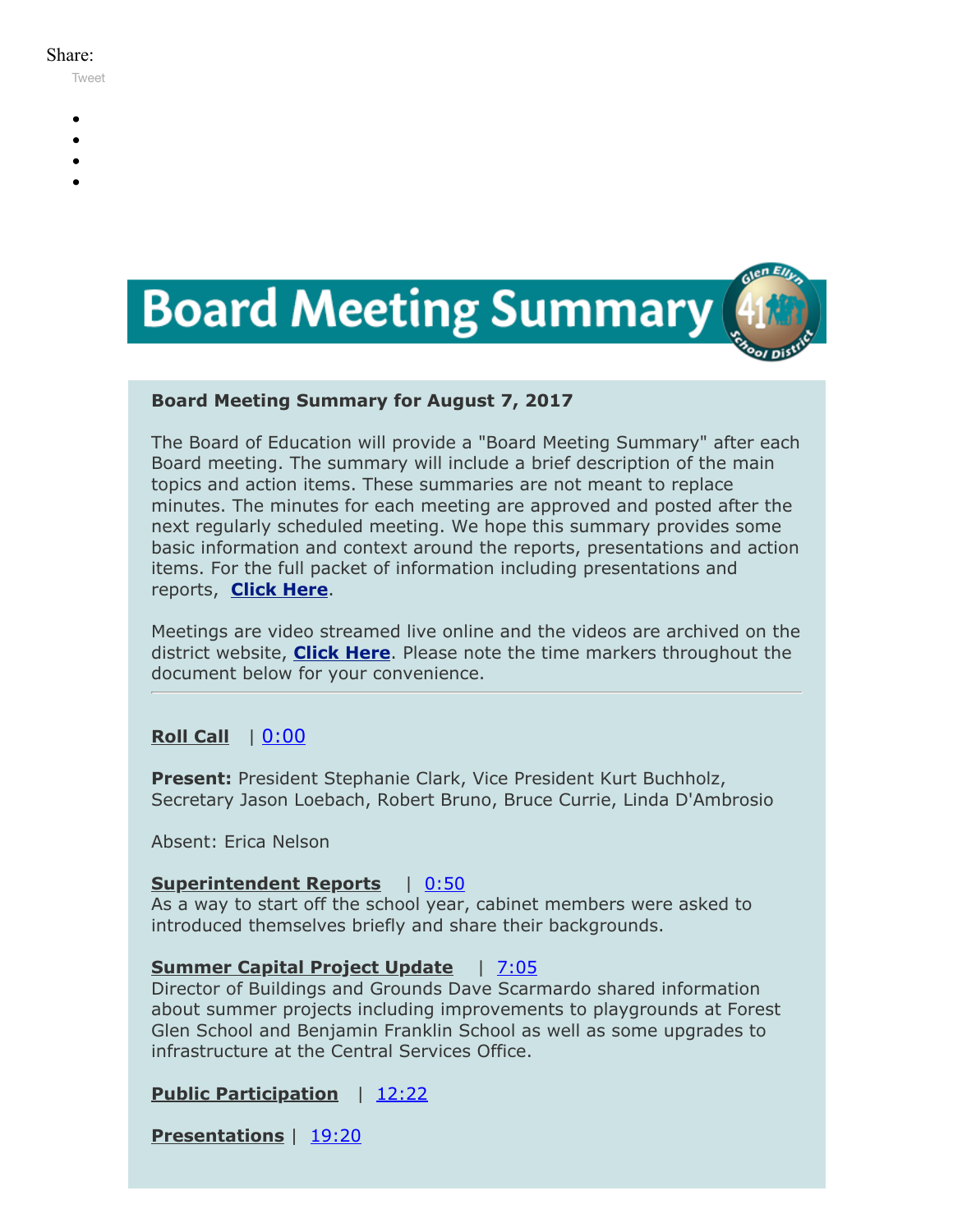Share:

Tweet

# Board Meeting Summary

**Board Meeting Summary for August 7, 2017**

The Board of Education will provide a "Board Meeting Summary" after each Board meeting. The summary will include a brief description of the main topics and action items. These summaries are not meant to replace minutes. The minutes for each meeting are approved and posted after the next regularly scheduled meeting. We hope this summary provides some basic information and context around the reports, presentations and action items. For the full packet of information including presentations and reports, **Click Here**.

Meetings are video streamed live online and the videos are archived on the district website, **Click Here**. Please note the time markers throughout the document below for your convenience.

---

**Roll Call** | 0:00

**Present:** President Stephanie Clark, Vice President Kurt Buchholz, Secretary Jason Loebach, Robert Bruno, Bruce Currie, Linda D'Ambrosio

Absent: Erica Nelson

**Superintendent Reports** | 0:50
As a way to start off the school year, cabinet members were asked to introduced themselves briefly and share their backgrounds.

**Summer Capital Project Update** | 7:05
Director of Buildings and Grounds Dave Scarmardo shared information about summer projects including improvements to playgrounds at Forest Glen School and Benjamin Franklin School as well as some upgrades to infrastructure at the Central Services Office.

**Public Participation** | 12:22

**Presentations** | 19:20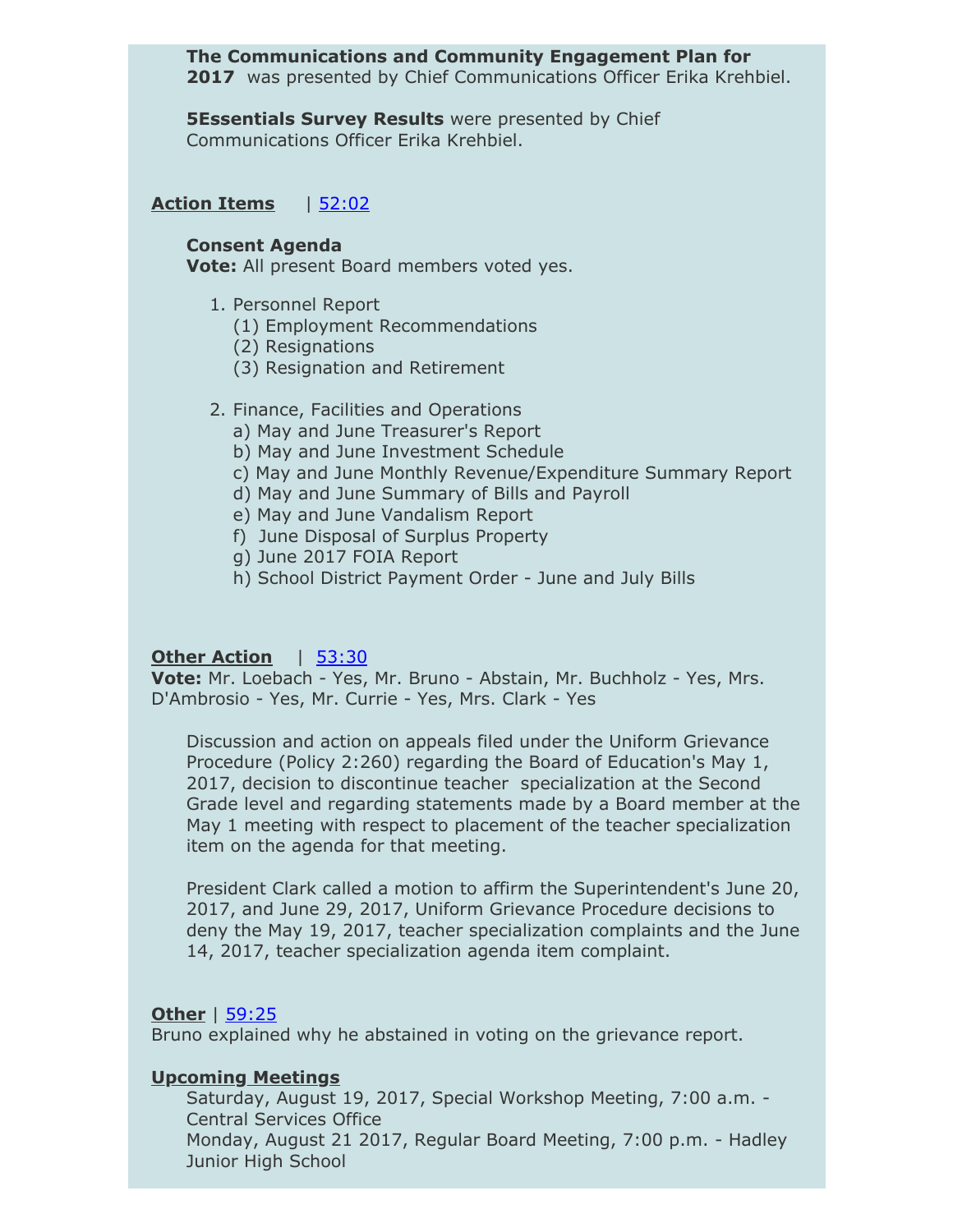**The Communications and Community Engagement Plan for 2017** was presented by Chief Communications Officer Erika Krehbiel.

**5Essentials Survey Results** were presented by Chief Communications Officer Erika Krehbiel.

**Action Items** | 52:02

**Consent Agenda**
**Vote:** All present Board members voted yes.

1. Personnel Report
   (1) Employment Recommendations
   (2) Resignations
   (3) Resignation and Retirement

2. Finance, Facilities and Operations
   a) May and June Treasurer's Report
   b) May and June Investment Schedule
   c) May and June Monthly Revenue/Expenditure Summary Report
   d) May and June Summary of Bills and Payroll
   e) May and June Vandalism Report
   f) June Disposal of Surplus Property
   g) June 2017 FOIA Report
   h) School District Payment Order - June and July Bills

**Other Action** | 53:30
**Vote:** Mr. Loebach - Yes, Mr. Bruno - Abstain, Mr. Buchholz - Yes, Mrs. D'Ambrosio - Yes, Mr. Currie - Yes, Mrs. Clark - Yes

Discussion and action on appeals filed under the Uniform Grievance Procedure (Policy 2:260) regarding the Board of Education's May 1, 2017, decision to discontinue teacher specialization at the Second Grade level and regarding statements made by a Board member at the May 1 meeting with respect to placement of the teacher specialization item on the agenda for that meeting.

President Clark called a motion to affirm the Superintendent's June 20, 2017, and June 29, 2017, Uniform Grievance Procedure decisions to deny the May 19, 2017, teacher specialization complaints and the June 14, 2017, teacher specialization agenda item complaint.

**Other** | 59:25
Bruno explained why he abstained in voting on the grievance report.

**Upcoming Meetings**
Saturday, August 19, 2017, Special Workshop Meeting, 7:00 a.m. - Central Services Office
Monday, August 21 2017, Regular Board Meeting, 7:00 p.m. - Hadley Junior High School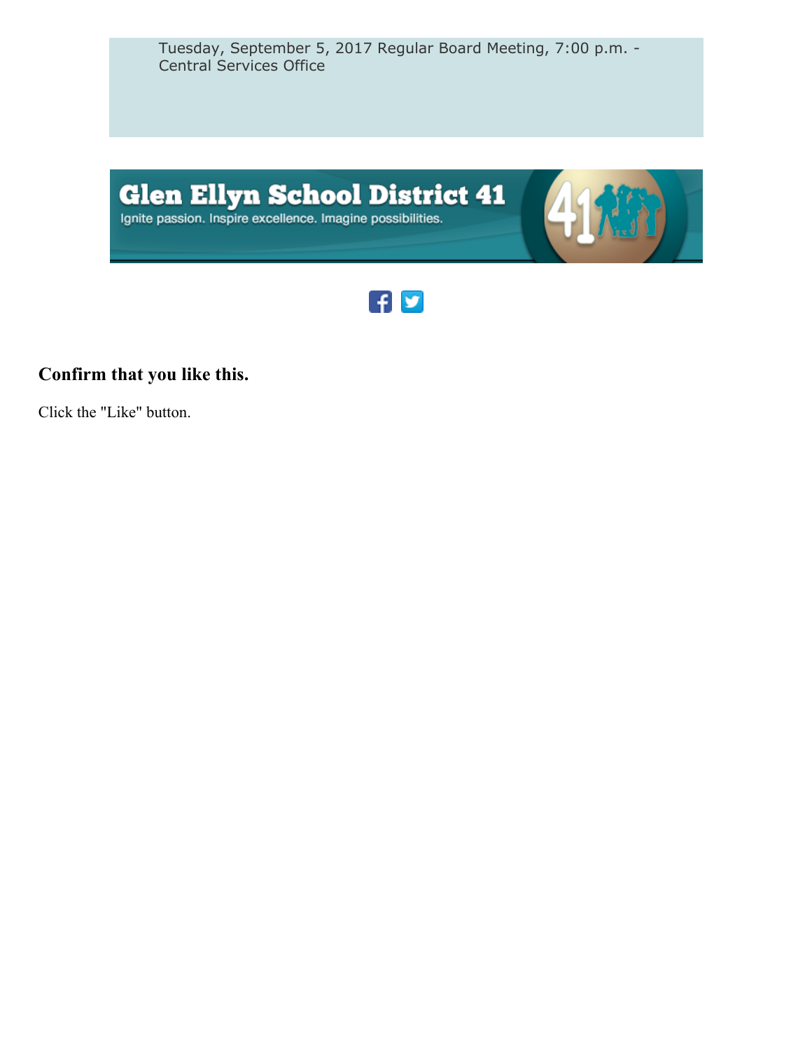Tuesday, September 5, 2017 Regular Board Meeting, 7:00 p.m. - Central Services Office

Glen Ellyn School District 41

Ignite passion. Inspire excellence. Imagine possibilities.

## Confirm that you like this.

Click the "Like" button.